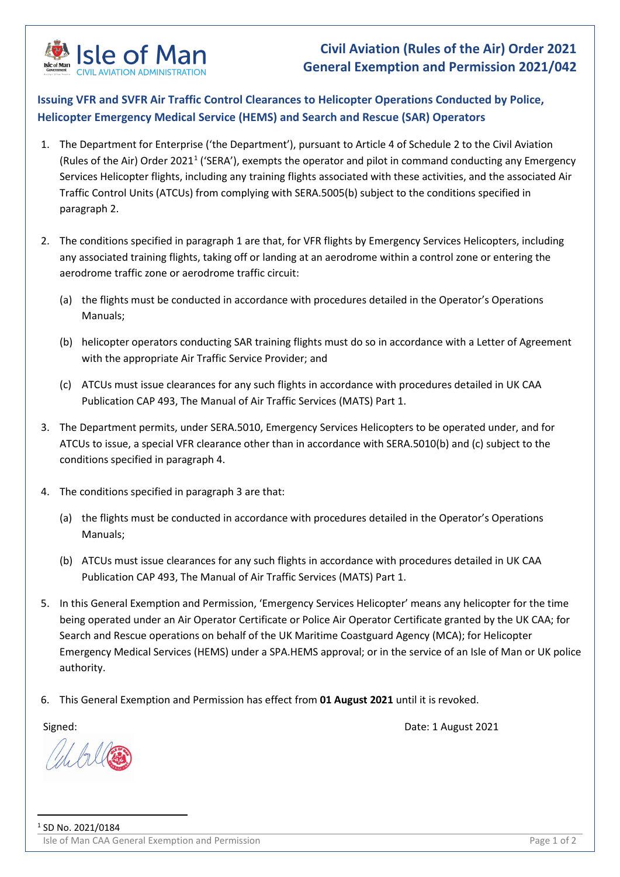Isle of Man
CIVIL AVIATION ADMINISTRATION

# Civil Aviation (Rules of the Air) Order 2021
# General Exemption and Permission 2021/042

## Issuing VFR and SVFR Air Traffic Control Clearances to Helicopter Operations Conducted by Police, Helicopter Emergency Medical Service (HEMS) and Search and Rescue (SAR) Operators

1. The Department for Enterprise ('the Department'), pursuant to Article 4 of Schedule 2 to the Civil Aviation (Rules of the Air) Order 2021[1] ('SERA'), exempts the operator and pilot in command conducting any Emergency Services Helicopter flights, including any training flights associated with these activities, and the associated Air Traffic Control Units (ATCUs) from complying with SERA.5005(b) subject to the conditions specified in paragraph 2.

2. The conditions specified in paragraph 1 are that, for VFR flights by Emergency Services Helicopters, including any associated training flights, taking off or landing at an aerodrome within a control zone or entering the aerodrome traffic zone or aerodrome traffic circuit:

   (a) the flights must be conducted in accordance with procedures detailed in the Operator's Operations Manuals;

   (b) helicopter operators conducting SAR training flights must do so in accordance with a Letter of Agreement with the appropriate Air Traffic Service Provider; and

   (c) ATCUs must issue clearances for any such flights in accordance with procedures detailed in UK CAA Publication CAP 493, The Manual of Air Traffic Services (MATS) Part 1.

3. The Department permits, under SERA.5010, Emergency Services Helicopters to be operated under, and for ATCUs to issue, a special VFR clearance other than in accordance with SERA.5010(b) and (c) subject to the conditions specified in paragraph 4.

4. The conditions specified in paragraph 3 are that:

   (a) the flights must be conducted in accordance with procedures detailed in the Operator's Operations Manuals;

   (b) ATCUs must issue clearances for any such flights in accordance with procedures detailed in UK CAA Publication CAP 493, The Manual of Air Traffic Services (MATS) Part 1.

5. In this General Exemption and Permission, 'Emergency Services Helicopter' means any helicopter for the time being operated under an Air Operator Certificate or Police Air Operator Certificate granted by the UK CAA; for Search and Rescue operations on behalf of the UK Maritime Coastguard Agency (MCA); for Helicopter Emergency Medical Services (HEMS) under a SPA.HEMS approval; or in the service of an Isle of Man or UK police authority.

6. This General Exemption and Permission has effect from **01 August 2021** until it is revoked.

Signed:

Date: 1 August 2021

[1] SD No. 2021/0184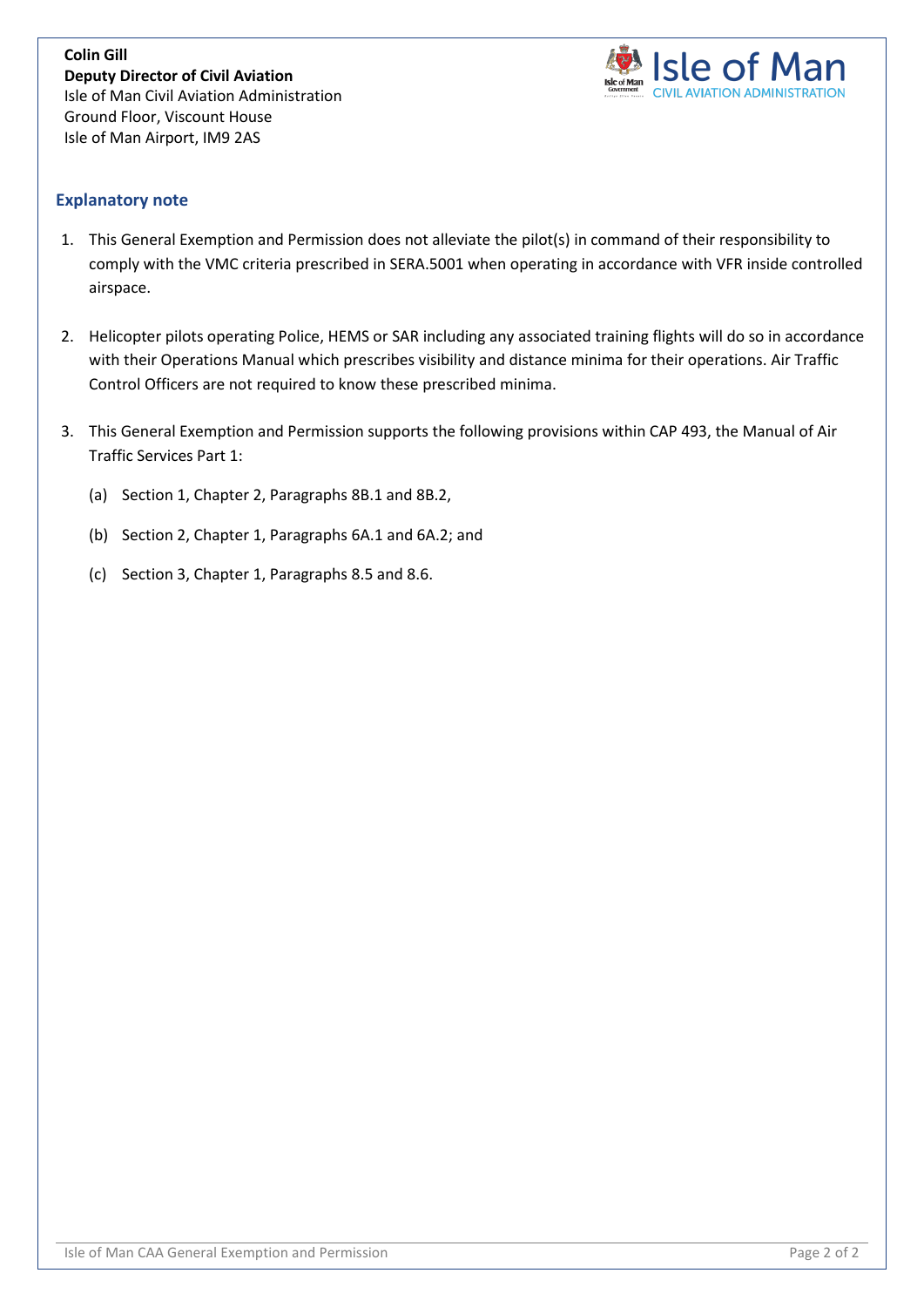**Colin Gill**
**Deputy Director of Civil Aviation**
Isle of Man Civil Aviation Administration
Ground Floor, Viscount House
Isle of Man Airport, IM9 2AS

## Explanatory note

1. This General Exemption and Permission does not alleviate the pilot(s) in command of their responsibility to comply with the VMC criteria prescribed in SERA.5001 when operating in accordance with VFR inside controlled airspace.

2. Helicopter pilots operating Police, HEMS or SAR including any associated training flights will do so in accordance with their Operations Manual which prescribes visibility and distance minima for their operations. Air Traffic Control Officers are not required to know these prescribed minima.

3. This General Exemption and Permission supports the following provisions within CAP 493, the Manual of Air Traffic Services Part 1:

   (a) Section 1, Chapter 2, Paragraphs 8B.1 and 8B.2,

   (b) Section 2, Chapter 1, Paragraphs 6A.1 and 6A.2; and

   (c) Section 3, Chapter 1, Paragraphs 8.5 and 8.6.